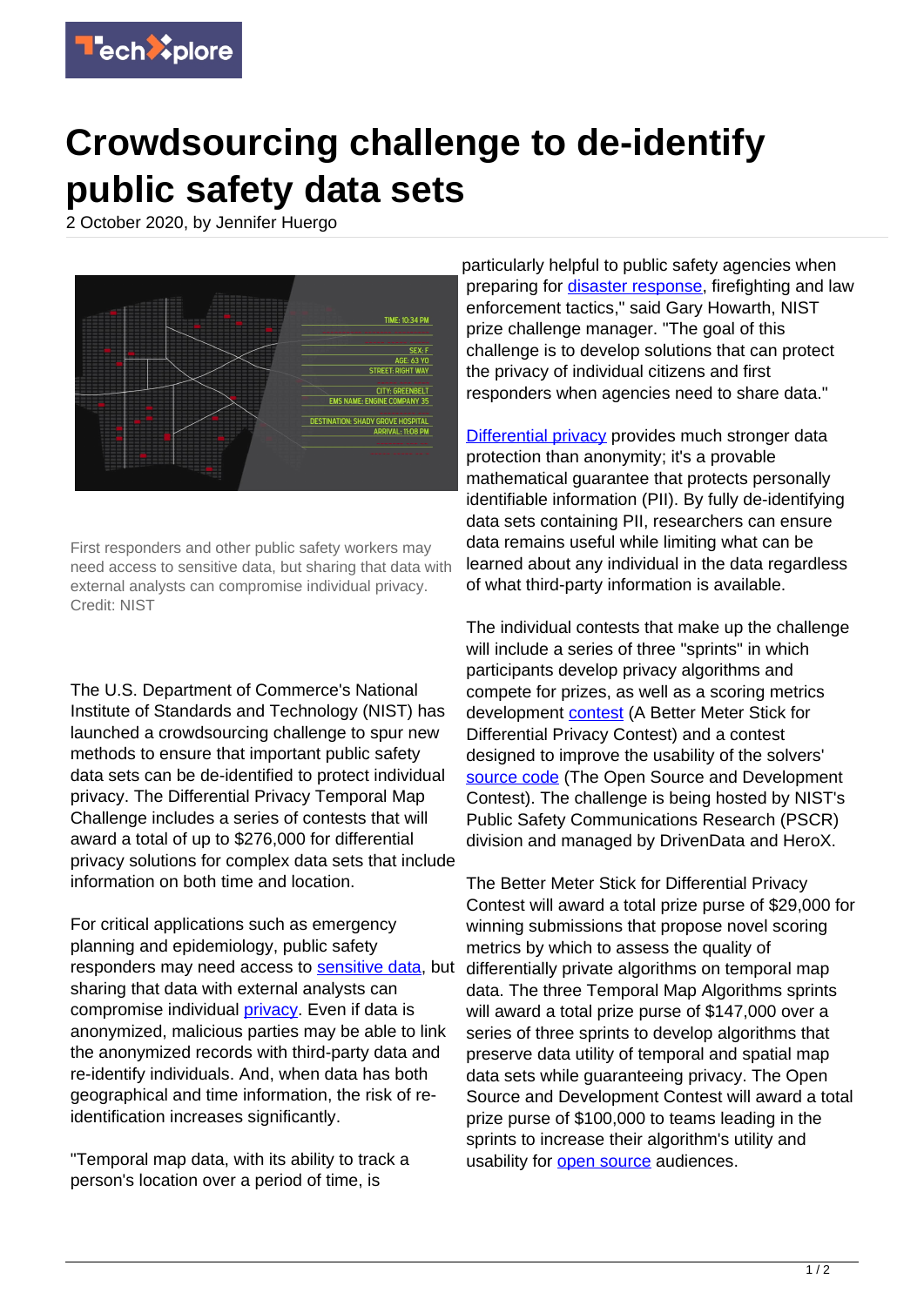# Crowdsourcing challenge to de-identify public safety data sets

2 October 2020, by Jennifer Huergo

First responders and other public safety workers may need access to sensitive data, but sharing that data with external analysts can compromise individual privacy. Credit: NIST

The U.S. Department of Commerce's National Institute of Standards and Technology (NIST) has launched a crowdsourcing challenge to spur new methods to ensure that important public safety data sets can be de-identified to protect individual privacy. The Differential Privacy Temporal Map Challenge includes a series of contests that will award a total of up to $276,000 for differential privacy solutions for complex data sets that include information on both time and location.

For critical applications such as emergency planning and epidemiology, public safety responders may need access to sensitive data, but sharing that data with external analysts can compromise individual privacy. Even if data is anonymized, malicious parties may be able to link the anonymized records with third-party data and re-identify individuals. And, when data has both geographical and time information, the risk of re-identification increases significantly.

"Temporal map data, with its ability to track a person's location over a period of time, is particularly helpful to public safety agencies when preparing for disaster response, firefighting and law enforcement tactics," said Gary Howarth, NIST prize challenge manager. "The goal of this challenge is to develop solutions that can protect the privacy of individual citizens and first responders when agencies need to share data."

Differential privacy provides much stronger data protection than anonymity; it's a provable mathematical guarantee that protects personally identifiable information (PII). By fully de-identifying data sets containing PII, researchers can ensure data remains useful while limiting what can be learned about any individual in the data regardless of what third-party information is available.

The individual contests that make up the challenge will include a series of three "sprints" in which participants develop privacy algorithms and compete for prizes, as well as a scoring metrics development contest (A Better Meter Stick for Differential Privacy Contest) and a contest designed to improve the usability of the solvers' source code (The Open Source and Development Contest). The challenge is being hosted by NIST's Public Safety Communications Research (PSCR) division and managed by DrivenData and HeroX.

The Better Meter Stick for Differential Privacy Contest will award a total prize purse of $29,000 for winning submissions that propose novel scoring metrics by which to assess the quality of differentially private algorithms on temporal map data. The three Temporal Map Algorithms sprints will award a total prize purse of $147,000 over a series of three sprints to develop algorithms that preserve data utility of temporal and spatial map data sets while guaranteeing privacy. The Open Source and Development Contest will award a total prize purse of $100,000 to teams leading in the sprints to increase their algorithm's utility and usability for open source audiences.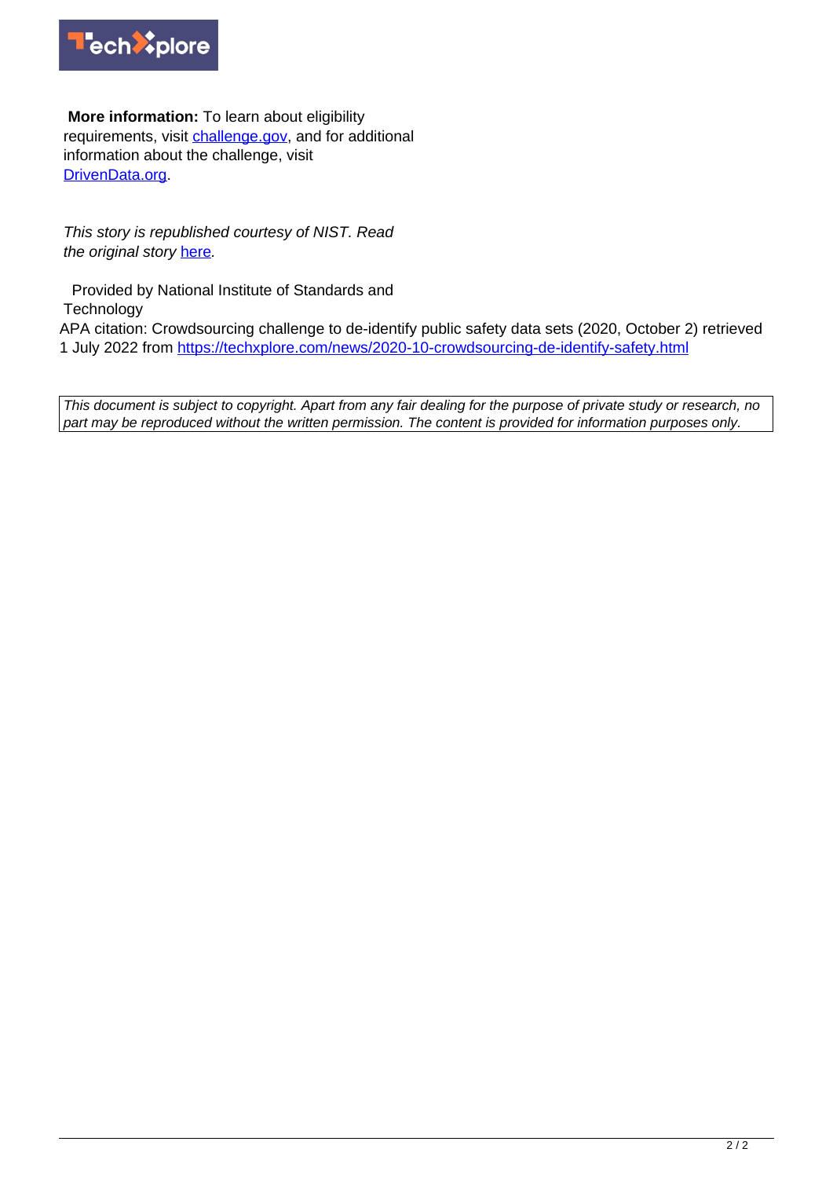**More information:** To learn about eligibility requirements, visit challenge.gov, and for additional information about the challenge, visit DrivenData.org.

*This story is republished courtesy of NIST. Read the original story here.*

Provided by National Institute of Standards and Technology

APA citation: Crowdsourcing challenge to de-identify public safety data sets (2020, October 2) retrieved 1 July 2022 from https://techxplore.com/news/2020-10-crowdsourcing-de-identify-safety.html

*This document is subject to copyright. Apart from any fair dealing for the purpose of private study or research, no part may be reproduced without the written permission. The content is provided for information purposes only.*